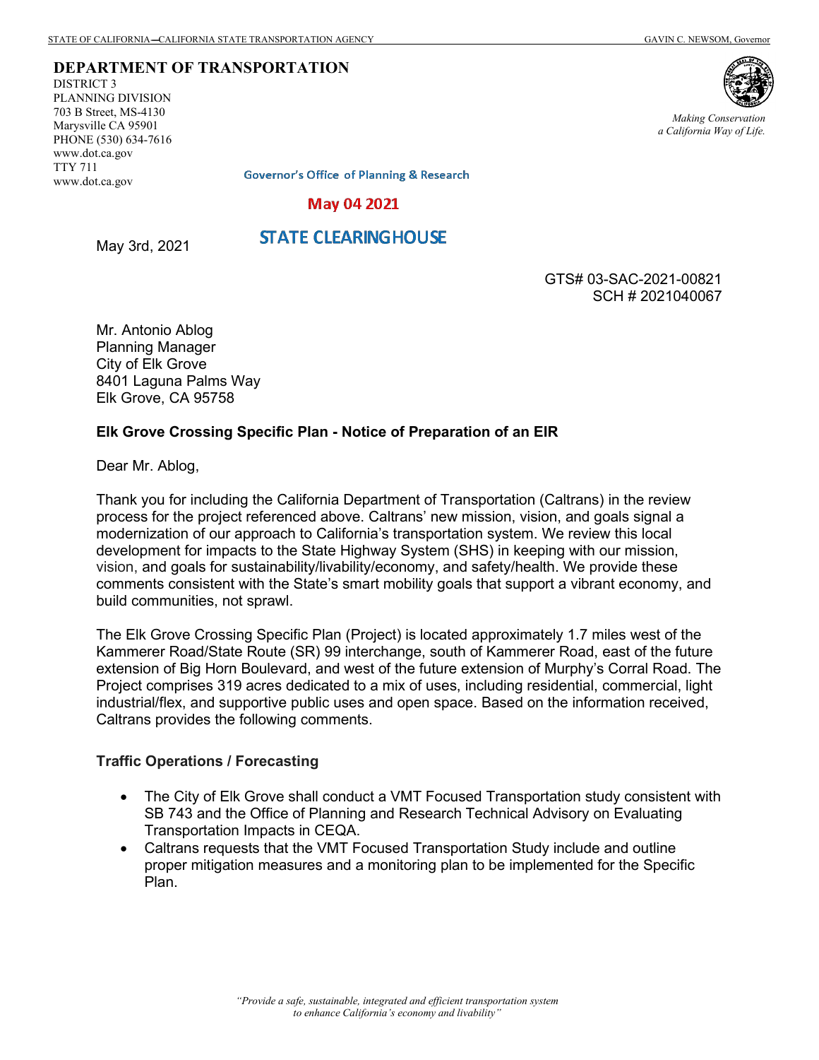STATE OF CALIFORNIA—CALIFORNIA STATE TRANSPORTATION AGENCY GAVIN C. NEWSOM, Governor

**DEPARTMENT OF TRANSPORTATION**
DISTRICT 3
PLANNING DIVISION
703 B Street, MS-4130
Marysville CA 95901
PHONE (530) 634-7616
www.dot.ca.gov
TTY 711
www.dot.ca.gov

*Making Conservation a California Way of Life.*

Governor's Office of Planning & Research

May 04 2021

STATE CLEARINGHOUSE

May 3rd, 2021

GTS# 03-SAC-2021-00821
SCH # 2021040067

Mr. Antonio Ablog
Planning Manager
City of Elk Grove
8401 Laguna Palms Way
Elk Grove, CA 95758

**Elk Grove Crossing Specific Plan - Notice of Preparation of an EIR**

Dear Mr. Ablog,

Thank you for including the California Department of Transportation (Caltrans) in the review process for the project referenced above. Caltrans' new mission, vision, and goals signal a modernization of our approach to California's transportation system. We review this local development for impacts to the State Highway System (SHS) in keeping with our mission, vision, and goals for sustainability/livability/economy, and safety/health. We provide these comments consistent with the State's smart mobility goals that support a vibrant economy, and build communities, not sprawl.

The Elk Grove Crossing Specific Plan (Project) is located approximately 1.7 miles west of the Kammerer Road/State Route (SR) 99 interchange, south of Kammerer Road, east of the future extension of Big Horn Boulevard, and west of the future extension of Murphy's Corral Road. The Project comprises 319 acres dedicated to a mix of uses, including residential, commercial, light industrial/flex, and supportive public uses and open space. Based on the information received, Caltrans provides the following comments.

**Traffic Operations / Forecasting**

- The City of Elk Grove shall conduct a VMT Focused Transportation study consistent with SB 743 and the Office of Planning and Research Technical Advisory on Evaluating Transportation Impacts in CEQA.
- Caltrans requests that the VMT Focused Transportation Study include and outline proper mitigation measures and a monitoring plan to be implemented for the Specific Plan.

*"Provide a safe, sustainable, integrated and efficient transportation system to enhance California's economy and livability"*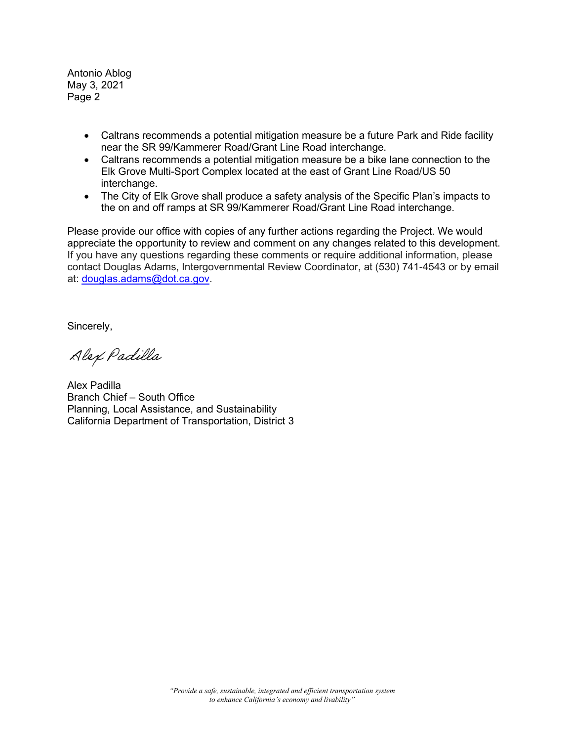- Caltrans recommends a potential mitigation measure be a future Park and Ride facility near the SR 99/Kammerer Road/Grant Line Road interchange.
- Caltrans recommends a potential mitigation measure be a bike lane connection to the Elk Grove Multi-Sport Complex located at the east of Grant Line Road/US 50 interchange.
- The City of Elk Grove shall produce a safety analysis of the Specific Plan's impacts to the on and off ramps at SR 99/Kammerer Road/Grant Line Road interchange.

Please provide our office with copies of any further actions regarding the Project. We would appreciate the opportunity to review and comment on any changes related to this development. If you have any questions regarding these comments or require additional information, please contact Douglas Adams, Intergovernmental Review Coordinator, at (530) 741-4543 or by email at: douglas.adams@dot.ca.gov.

Sincerely,

Alex Padilla

Alex Padilla
Branch Chief – South Office
Planning, Local Assistance, and Sustainability
California Department of Transportation, District 3

*"Provide a safe, sustainable, integrated and efficient transportation system to enhance California's economy and livability"*